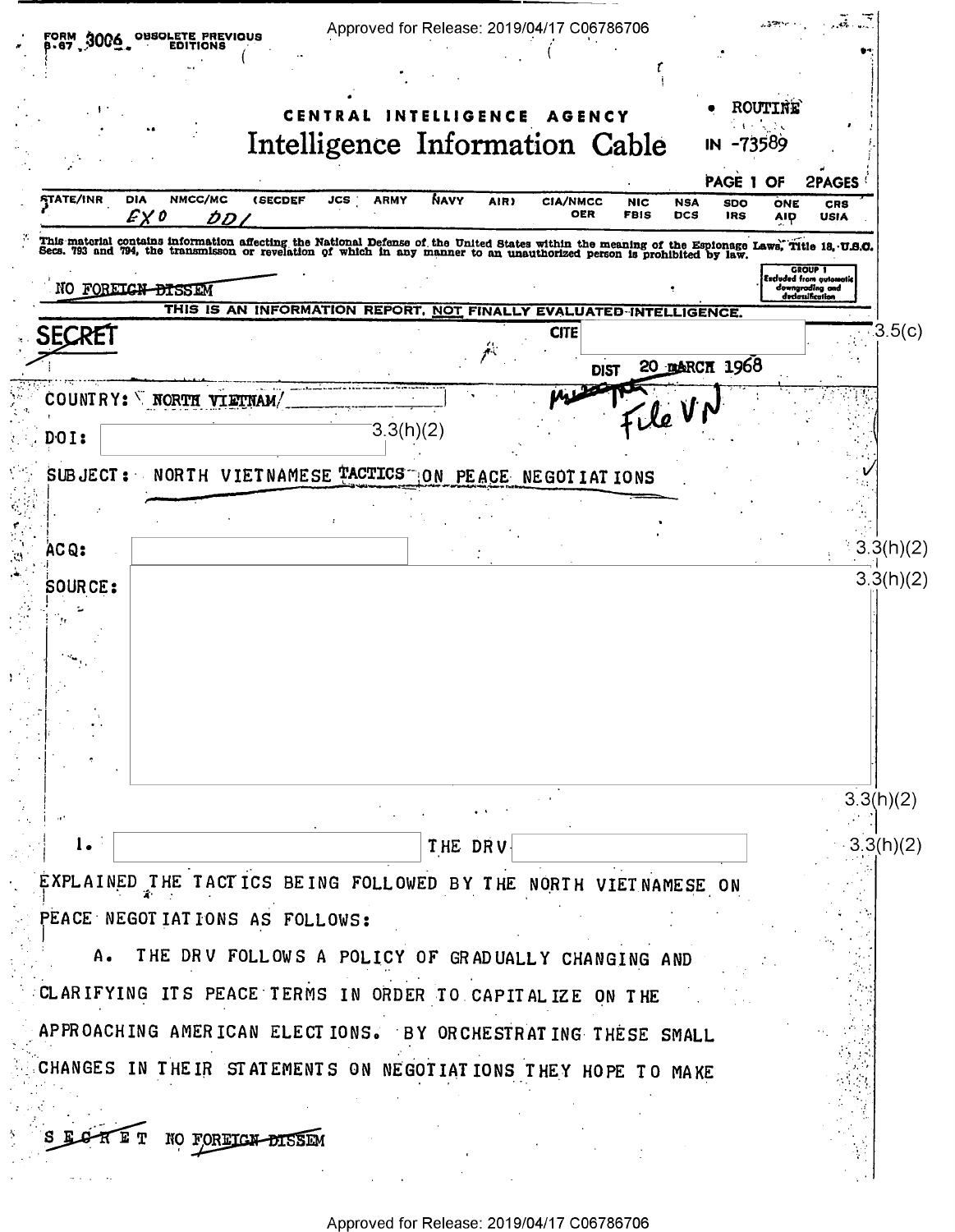FORM 3006 OBSOLETE PREVIOUS EDITIONS

CENTRAL INTELLIGENCE AGENCY

# Intelligence Information Cable

ROUTINE

IN -73589

PAGE 1 OF 2 PAGES

| STATE/INR | DIA | NMCC/MC | (SECDEF | JCS | ARMY | NAVY | AIR) | CIA/NMCC | NIC | NSA | SDO | ONE | CRS |
|---|---|---|---|---|---|---|---|---|---|---|---|---|---|
| | EXO | DDI | | | | | | OER | FBIS | DCS | IRS | AID | USIA |

This material contains information affecting the National Defense of the United States within the meaning of the Espionage Laws, Title 18, U.S.C. Secs. 793 and 794, the transmisson or revelation of which in any manner to an unauthorized person is prohibited by law.

GROUP 1 Excluded from automatic downgrading and declassification

~~NO FOREIGN DISSEM~~

THIS IS AN INFORMATION REPORT, NOT FINALLY EVALUATED INTELLIGENCE.

~~SECRET~~

CITE [redacted] 3.5(c)

DIST 20 MARCH 1968

File VN

COUNTRY: NORTH VIETNAM/ [redacted]

DOI: [redacted] 3.3(h)(2)

SUBJECT: NORTH VIETNAMESE TACTICS ON PEACE NEGOTIATIONS

ACQ: [redacted] 3.3(h)(2)

SOURCE: [redacted] 3.3(h)(2)

3.3(h)(2)

1. [redacted] THE DRV [redacted] 3.3(h)(2) EXPLAINED THE TACTICS BEING FOLLOWED BY THE NORTH VIETNAMESE ON PEACE NEGOTIATIONS AS FOLLOWS:

A. THE DRV FOLLOWS A POLICY OF GRADUALLY CHANGING AND CLARIFYING ITS PEACE TERMS IN ORDER TO CAPITALIZE ON THE APPROACHING AMERICAN ELECTIONS. BY ORCHESTRATING THESE SMALL CHANGES IN THEIR STATEMENTS ON NEGOTIATIONS THEY HOPE TO MAKE

~~SECRET~~ ~~NO FOREIGN DISSEM~~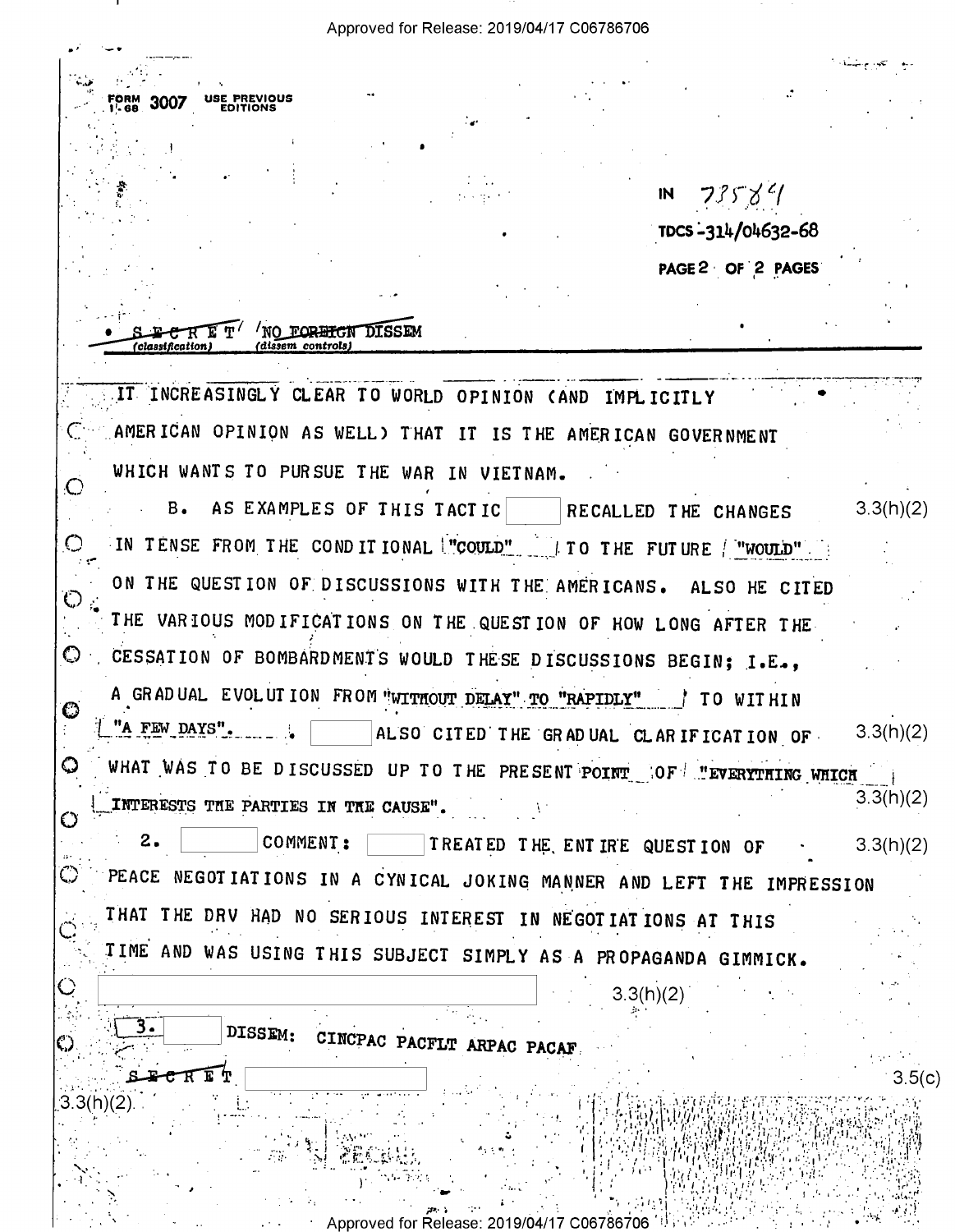FORM 3007 1-68 USE PREVIOUS EDITIONS

IN 73584

TDCS -314/04632-68

SECRET/NO FOREIGN DISSEM
(classification) (dissem controls)

IT INCREASINGLY CLEAR TO WORLD OPINION (AND IMPLICITLY AMERICAN OPINION AS WELL) THAT IT IS THE AMERICAN GOVERNMENT WHICH WANTS TO PURSUE THE WAR IN VIETNAM.

B. AS EXAMPLES OF THIS TACTIC [ ] RECALLED THE CHANGES IN TENSE FROM THE CONDITIONAL "COULD" TO THE FUTURE "WOULD" ON THE QUESTION OF DISCUSSIONS WITH THE AMERICANS. ALSO HE CITED THE VARIOUS MODIFICATIONS ON THE QUESTION OF HOW LONG AFTER THE CESSATION OF BOMBARDMENTS WOULD THESE DISCUSSIONS BEGIN; I.E., A GRADUAL EVOLUTION FROM "WITHOUT DELAY" TO "RAPIDLY" TO WITHIN "A FEW DAYS". [ ] ALSO CITED THE GRADUAL CLARIFICATION OF WHAT WAS TO BE DISCUSSED UP TO THE PRESENT POINT OF "EVERYTHING WHICH INTERESTS THE PARTIES IN THE CAUSE". 3.3(h)(2)

2. [ ] COMMENT: [ ] TREATED THE ENTIRE QUESTION OF PEACE NEGOTIATIONS IN A CYNICAL JOKING MANNER AND LEFT THE IMPRESSION THAT THE DRV HAD NO SERIOUS INTEREST IN NEGOTIATIONS AT THIS TIME AND WAS USING THIS SUBJECT SIMPLY AS A PROPAGANDA GIMMICK. 3.3(h)(2)

[ ] 3.3(h)(2)

3. [ ] DISSEM: CINCPAC PACFLT ARPAC PACAF

SECRET [ ] 3.5(c)

3.3(h)(2)